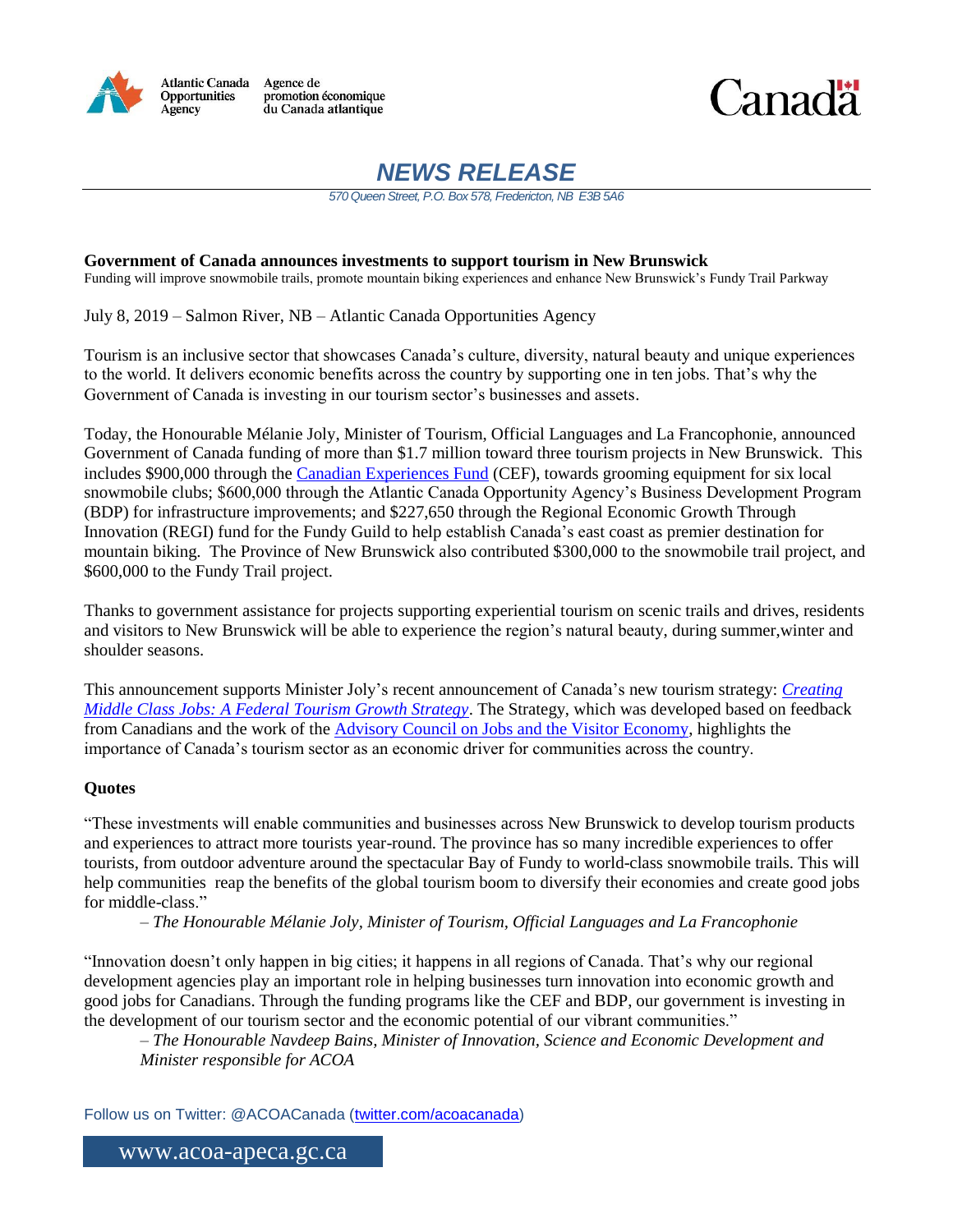Atlantic Canada Opportunities Agency | Agence de promotion économique du Canada atlantique

Canada

# NEWS RELEASE

570 Queen Street, P.O. Box 578, Fredericton, NB E3B 5A6

**Government of Canada announces investments to support tourism in New Brunswick**

Funding will improve snowmobile trails, promote mountain biking experiences and enhance New Brunswick's Fundy Trail Parkway

July 8, 2019 – Salmon River, NB – Atlantic Canada Opportunities Agency

Tourism is an inclusive sector that showcases Canada's culture, diversity, natural beauty and unique experiences to the world. It delivers economic benefits across the country by supporting one in ten jobs. That's why the Government of Canada is investing in our tourism sector's businesses and assets.

Today, the Honourable Mélanie Joly, Minister of Tourism, Official Languages and La Francophonie, announced Government of Canada funding of more than $1.7 million toward three tourism projects in New Brunswick. This includes $900,000 through the Canadian Experiences Fund (CEF), towards grooming equipment for six local snowmobile clubs; $600,000 through the Atlantic Canada Opportunity Agency's Business Development Program (BDP) for infrastructure improvements; and $227,650 through the Regional Economic Growth Through Innovation (REGI) fund for the Fundy Guild to help establish Canada's east coast as premier destination for mountain biking. The Province of New Brunswick also contributed $300,000 to the snowmobile trail project, and $600,000 to the Fundy Trail project.

Thanks to government assistance for projects supporting experiential tourism on scenic trails and drives, residents and visitors to New Brunswick will be able to experience the region's natural beauty, during summer,winter and shoulder seasons.

This announcement supports Minister Joly's recent announcement of Canada's new tourism strategy: *Creating Middle Class Jobs: A Federal Tourism Growth Strategy*. The Strategy, which was developed based on feedback from Canadians and the work of the Advisory Council on Jobs and the Visitor Economy, highlights the importance of Canada's tourism sector as an economic driver for communities across the country.

**Quotes**

"These investments will enable communities and businesses across New Brunswick to develop tourism products and experiences to attract more tourists year-round. The province has so many incredible experiences to offer tourists, from outdoor adventure around the spectacular Bay of Fundy to world-class snowmobile trails. This will help communities reap the benefits of the global tourism boom to diversify their economies and create good jobs for middle-class."

– *The Honourable Mélanie Joly, Minister of Tourism, Official Languages and La Francophonie*

"Innovation doesn't only happen in big cities; it happens in all regions of Canada. That's why our regional development agencies play an important role in helping businesses turn innovation into economic growth and good jobs for Canadians. Through the funding programs like the CEF and BDP, our government is investing in the development of our tourism sector and the economic potential of our vibrant communities."

– *The Honourable Navdeep Bains, Minister of Innovation, Science and Economic Development and Minister responsible for ACOA*

Follow us on Twitter: @ACOACanada (twitter.com/acoacanada)

www.acoa-apeca.gc.ca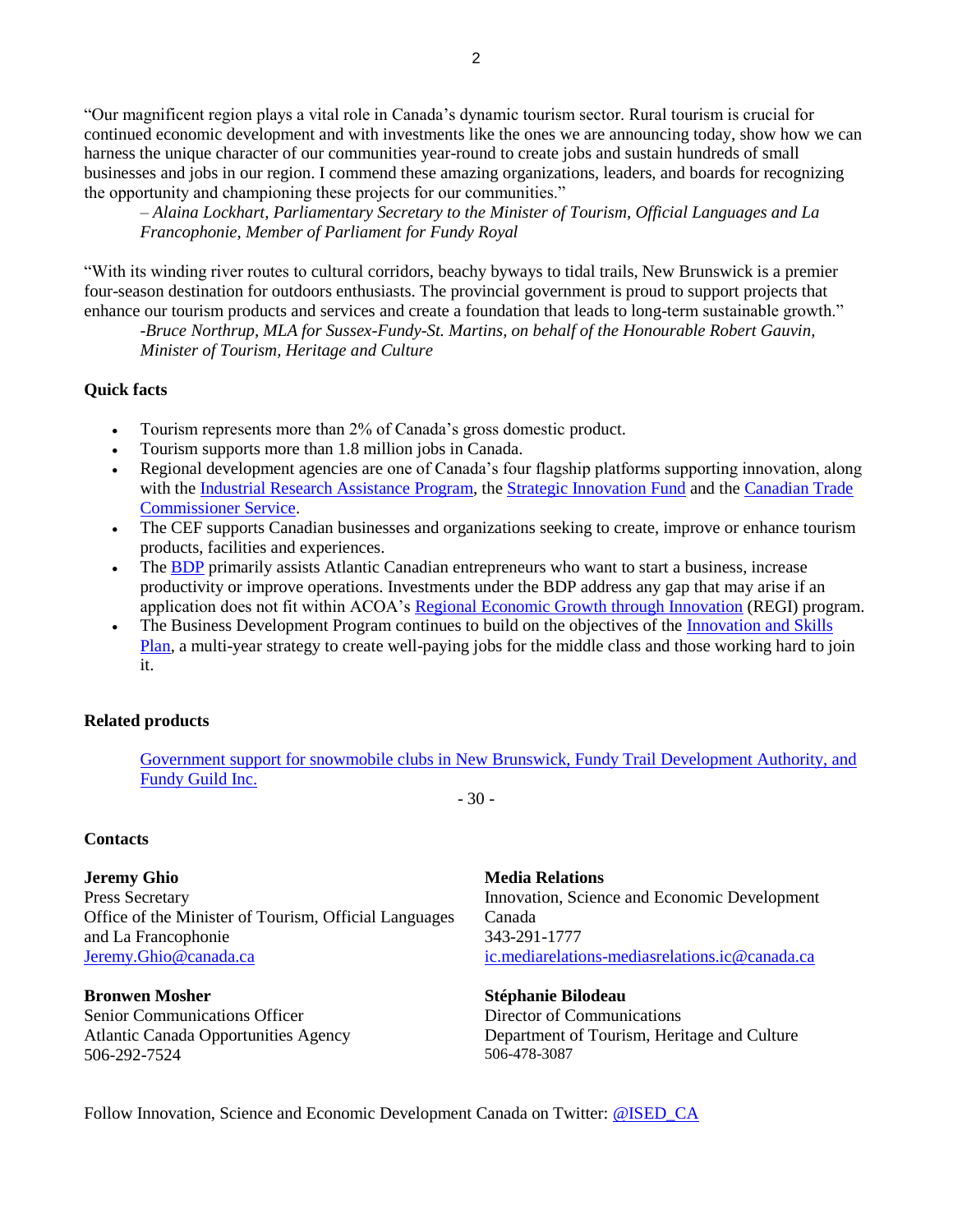"Our magnificent region plays a vital role in Canada's dynamic tourism sector. Rural tourism is crucial for continued economic development and with investments like the ones we are announcing today, show how we can harness the unique character of our communities year-round to create jobs and sustain hundreds of small businesses and jobs in our region. I commend these amazing organizations, leaders, and boards for recognizing the opportunity and championing these projects for our communities."

> *– Alaina Lockhart, Parliamentary Secretary to the Minister of Tourism, Official Languages and La Francophonie, Member of Parliament for Fundy Royal*

"With its winding river routes to cultural corridors, beachy byways to tidal trails, New Brunswick is a premier four-season destination for outdoors enthusiasts. The provincial government is proud to support projects that enhance our tourism products and services and create a foundation that leads to long-term sustainable growth."

> *-Bruce Northrup, MLA for Sussex-Fundy-St. Martins, on behalf of the Honourable Robert Gauvin, Minister of Tourism, Heritage and Culture*

**Quick facts**

- Tourism represents more than 2% of Canada's gross domestic product.
- Tourism supports more than 1.8 million jobs in Canada.
- Regional development agencies are one of Canada's four flagship platforms supporting innovation, along with the Industrial Research Assistance Program, the Strategic Innovation Fund and the Canadian Trade Commissioner Service.
- The CEF supports Canadian businesses and organizations seeking to create, improve or enhance tourism products, facilities and experiences.
- The BDP primarily assists Atlantic Canadian entrepreneurs who want to start a business, increase productivity or improve operations. Investments under the BDP address any gap that may arise if an application does not fit within ACOA's Regional Economic Growth through Innovation (REGI) program.
- The Business Development Program continues to build on the objectives of the Innovation and Skills Plan, a multi-year strategy to create well-paying jobs for the middle class and those working hard to join it.

**Related products**

Government support for snowmobile clubs in New Brunswick, Fundy Trail Development Authority, and Fundy Guild Inc.

- 30 -

**Contacts**

**Jeremy Ghio**
Press Secretary
Office of the Minister of Tourism, Official Languages and La Francophonie
Jeremy.Ghio@canada.ca

**Media Relations**
Innovation, Science and Economic Development Canada
343-291-1777
ic.mediarelations-mediasrelations.ic@canada.ca

**Bronwen Mosher**
Senior Communications Officer
Atlantic Canada Opportunities Agency
506-292-7524

**Stéphanie Bilodeau**
Director of Communications
Department of Tourism, Heritage and Culture
506-478-3087

Follow Innovation, Science and Economic Development Canada on Twitter: @ISED_CA